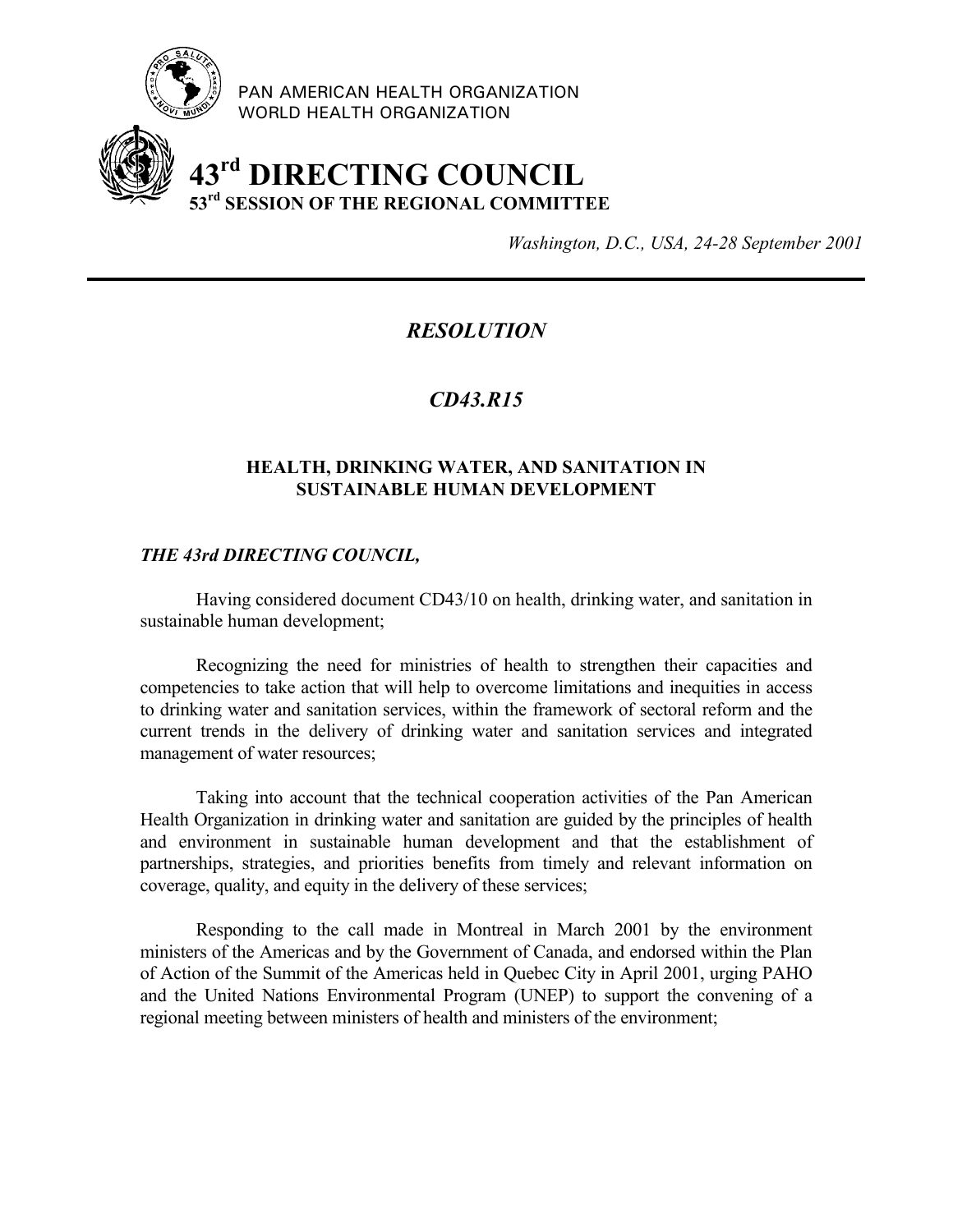PAN AMERICAN HEALTH ORGANIZATION
WORLD HEALTH ORGANIZATION

# 43rd DIRECTING COUNCIL
## 53rd SESSION OF THE REGIONAL COMMITTEE

*Washington, D.C., USA, 24-28 September 2001*

---

## *RESOLUTION*

## *CD43.R15*

### HEALTH, DRINKING WATER, AND SANITATION IN SUSTAINABLE HUMAN DEVELOPMENT

***THE 43rd DIRECTING COUNCIL,***

Having considered document CD43/10 on health, drinking water, and sanitation in sustainable human development;

Recognizing the need for ministries of health to strengthen their capacities and competencies to take action that will help to overcome limitations and inequities in access to drinking water and sanitation services, within the framework of sectoral reform and the current trends in the delivery of drinking water and sanitation services and integrated management of water resources;

Taking into account that the technical cooperation activities of the Pan American Health Organization in drinking water and sanitation are guided by the principles of health and environment in sustainable human development and that the establishment of partnerships, strategies, and priorities benefits from timely and relevant information on coverage, quality, and equity in the delivery of these services;

Responding to the call made in Montreal in March 2001 by the environment ministers of the Americas and by the Government of Canada, and endorsed within the Plan of Action of the Summit of the Americas held in Quebec City in April 2001, urging PAHO and the United Nations Environmental Program (UNEP) to support the convening of a regional meeting between ministers of health and ministers of the environment;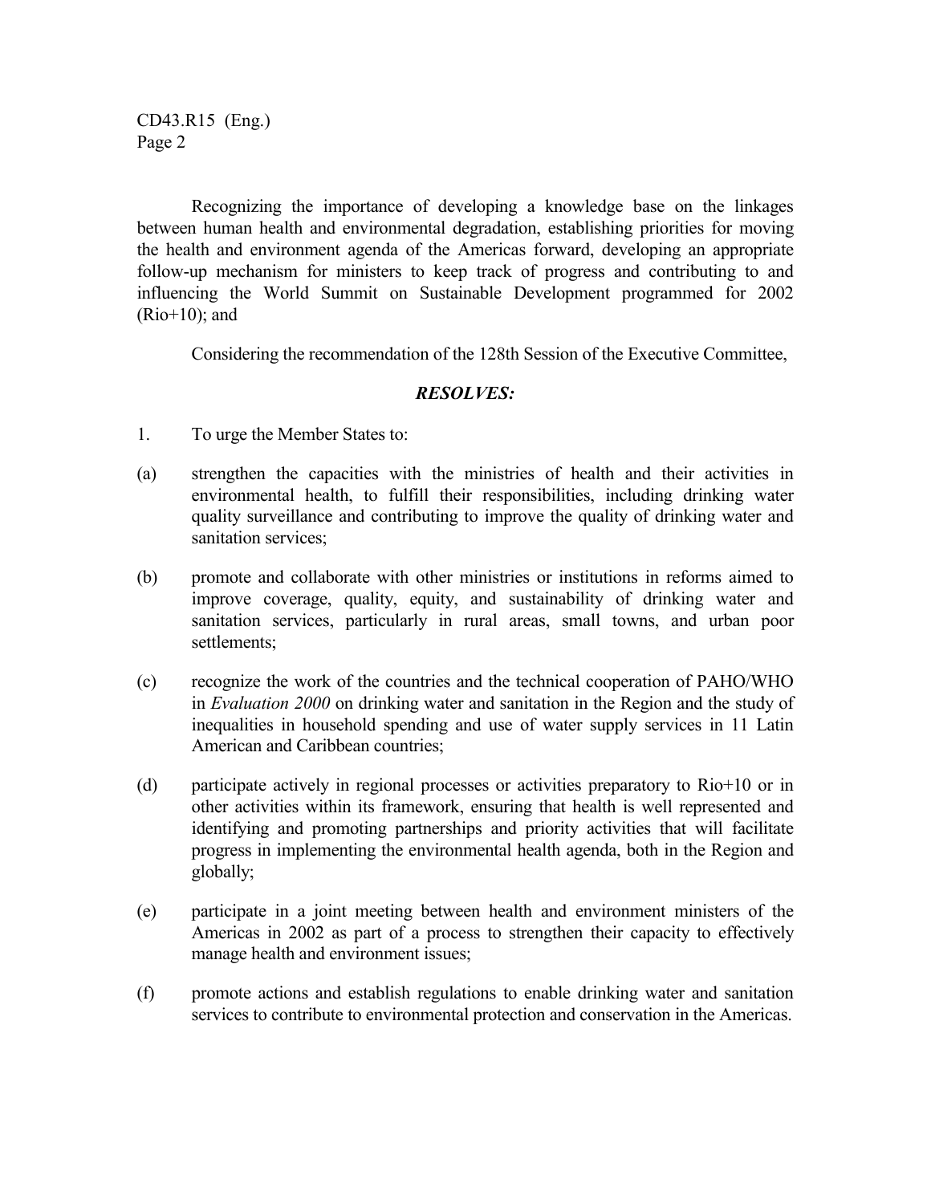Recognizing the importance of developing a knowledge base on the linkages between human health and environmental degradation, establishing priorities for moving the health and environment agenda of the Americas forward, developing an appropriate follow-up mechanism for ministers to keep track of progress and contributing to and influencing the World Summit on Sustainable Development programmed for 2002 (Rio+10); and

Considering the recommendation of the 128th Session of the Executive Committee,

***RESOLVES:***

1. To urge the Member States to:

(a) strengthen the capacities with the ministries of health and their activities in environmental health, to fulfill their responsibilities, including drinking water quality surveillance and contributing to improve the quality of drinking water and sanitation services;

(b) promote and collaborate with other ministries or institutions in reforms aimed to improve coverage, quality, equity, and sustainability of drinking water and sanitation services, particularly in rural areas, small towns, and urban poor settlements;

(c) recognize the work of the countries and the technical cooperation of PAHO/WHO in *Evaluation 2000* on drinking water and sanitation in the Region and the study of inequalities in household spending and use of water supply services in 11 Latin American and Caribbean countries;

(d) participate actively in regional processes or activities preparatory to Rio+10 or in other activities within its framework, ensuring that health is well represented and identifying and promoting partnerships and priority activities that will facilitate progress in implementing the environmental health agenda, both in the Region and globally;

(e) participate in a joint meeting between health and environment ministers of the Americas in 2002 as part of a process to strengthen their capacity to effectively manage health and environment issues;

(f) promote actions and establish regulations to enable drinking water and sanitation services to contribute to environmental protection and conservation in the Americas.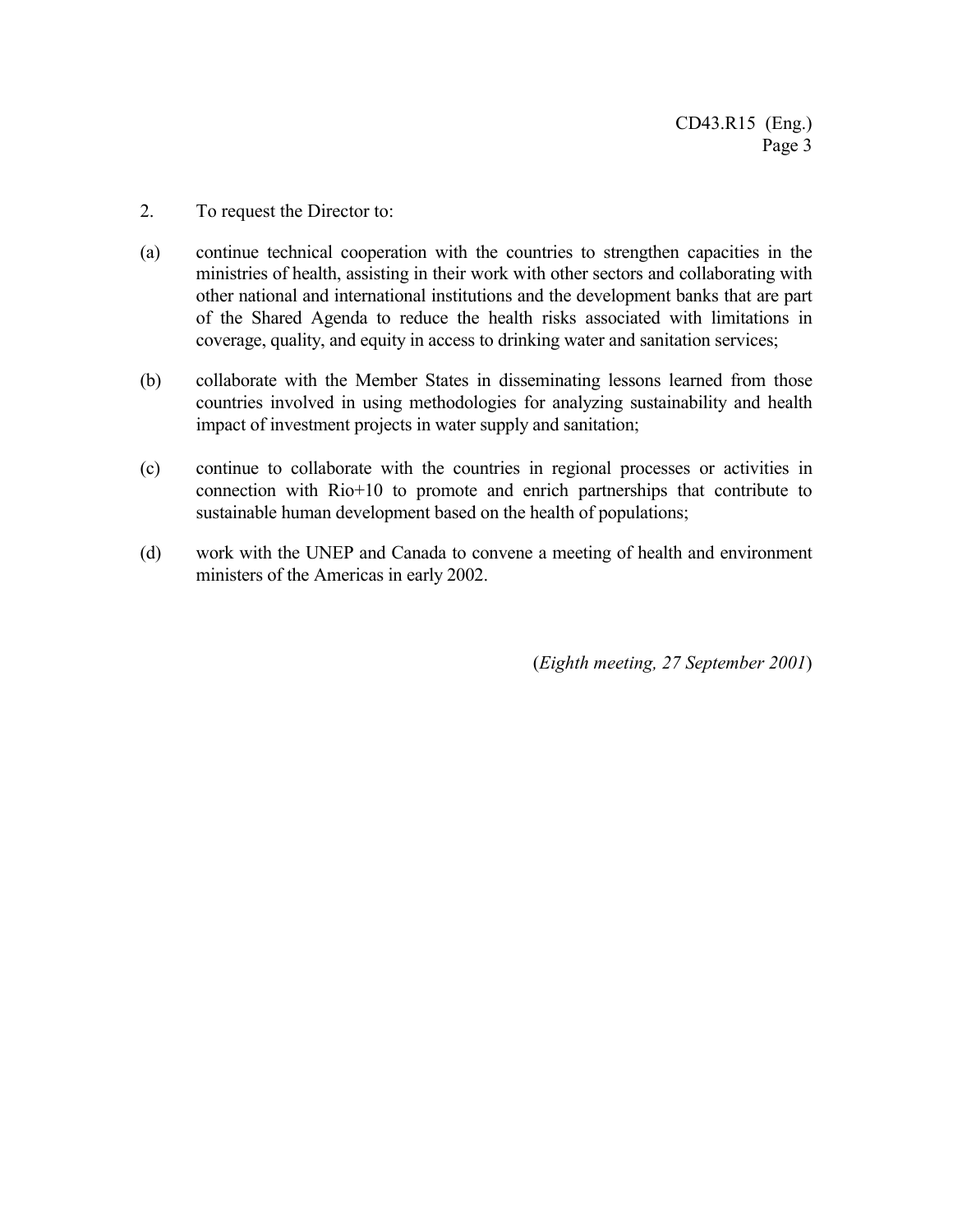2. To request the Director to:

(a) continue technical cooperation with the countries to strengthen capacities in the ministries of health, assisting in their work with other sectors and collaborating with other national and international institutions and the development banks that are part of the Shared Agenda to reduce the health risks associated with limitations in coverage, quality, and equity in access to drinking water and sanitation services;

(b) collaborate with the Member States in disseminating lessons learned from those countries involved in using methodologies for analyzing sustainability and health impact of investment projects in water supply and sanitation;

(c) continue to collaborate with the countries in regional processes or activities in connection with Rio+10 to promote and enrich partnerships that contribute to sustainable human development based on the health of populations;

(d) work with the UNEP and Canada to convene a meeting of health and environment ministers of the Americas in early 2002.

(*Eighth meeting, 27 September 2001*)